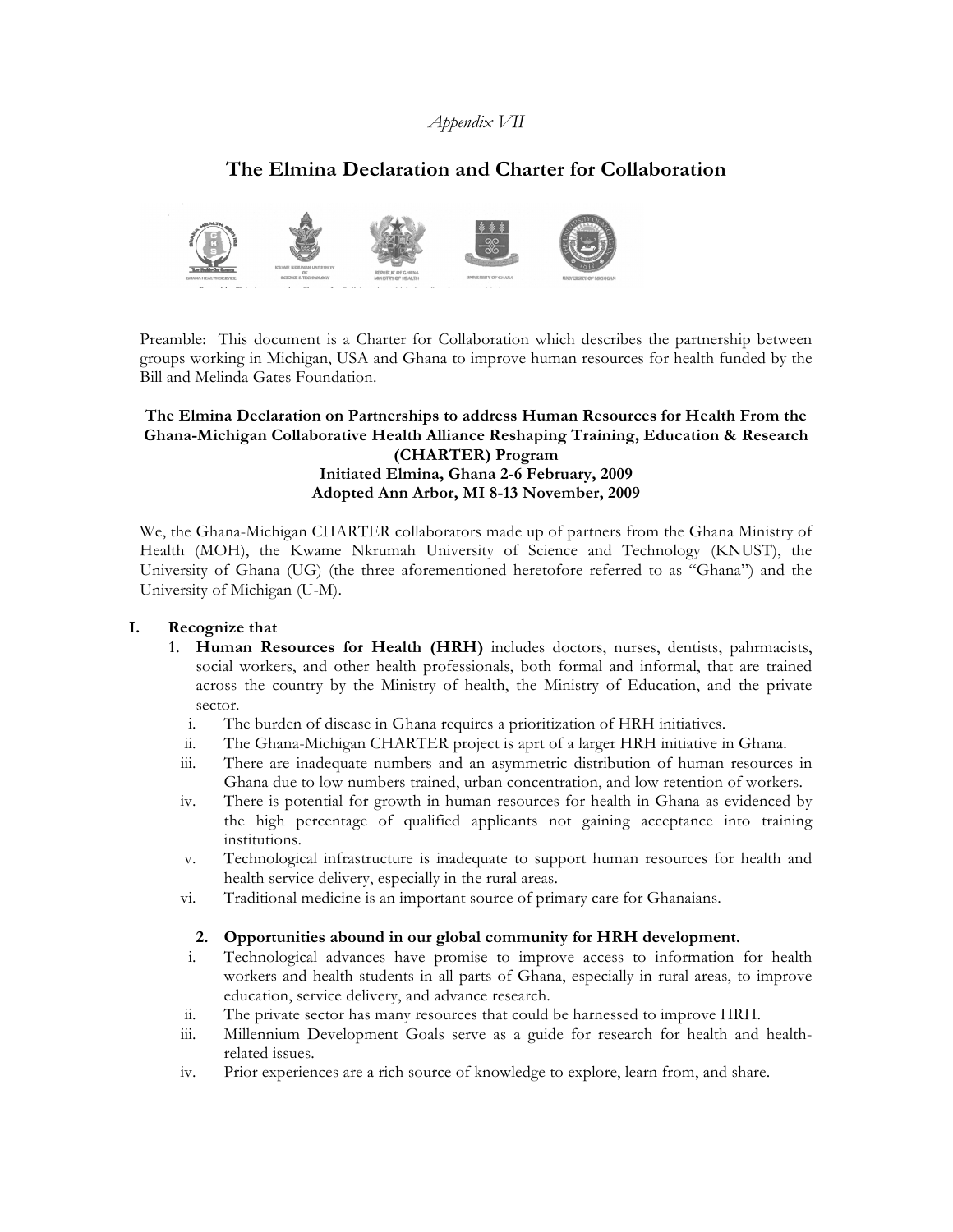*Appendix VII*

# The Elmina Declaration and Charter for Collaboration

Preamble: This document is a Charter for Collaboration which describes the partnership between groups working in Michigan, USA and Ghana to improve human resources for health funded by the Bill and Melinda Gates Foundation.

**The Elmina Declaration on Partnerships to address Human Resources for Health From the Ghana-Michigan Collaborative Health Alliance Reshaping Training, Education & Research (CHARTER) Program**
**Initiated Elmina, Ghana 2-6 February, 2009**
**Adopted Ann Arbor, MI 8-13 November, 2009**

We, the Ghana-Michigan CHARTER collaborators made up of partners from the Ghana Ministry of Health (MOH), the Kwame Nkrumah University of Science and Technology (KNUST), the University of Ghana (UG) (the three aforementioned heretofore referred to as "Ghana") and the University of Michigan (U-M).

**I. Recognize that**

1. **Human Resources for Health (HRH)** includes doctors, nurses, dentists, pahrmacists, social workers, and other health professionals, both formal and informal, that are trained across the country by the Ministry of health, the Ministry of Education, and the private sector.

   i. The burden of disease in Ghana requires a prioritization of HRH initiatives.
   ii. The Ghana-Michigan CHARTER project is aprt of a larger HRH initiative in Ghana.
   iii. There are inadequate numbers and an asymmetric distribution of human resources in Ghana due to low numbers trained, urban concentration, and low retention of workers.
   iv. There is potential for growth in human resources for health in Ghana as evidenced by the high percentage of qualified applicants not gaining acceptance into training institutions.
   v. Technological infrastructure is inadequate to support human resources for health and health service delivery, especially in the rural areas.
   vi. Traditional medicine is an important source of primary care for Ghanaians.

2. **Opportunities abound in our global community for HRH development.**

   i. Technological advances have promise to improve access to information for health workers and health students in all parts of Ghana, especially in rural areas, to improve education, service delivery, and advance research.
   ii. The private sector has many resources that could be harnessed to improve HRH.
   iii. Millennium Development Goals serve as a guide for research for health and health-related issues.
   iv. Prior experiences are a rich source of knowledge to explore, learn from, and share.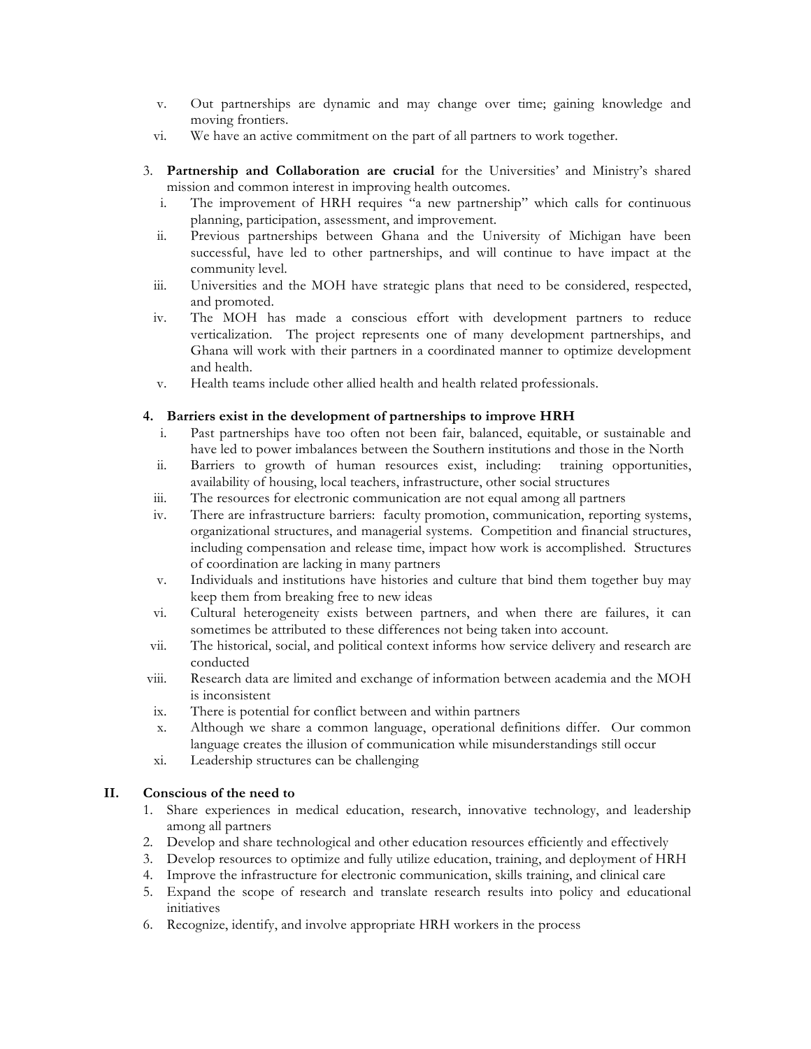v. Out partnerships are dynamic and may change over time; gaining knowledge and moving frontiers.
vi. We have an active commitment on the part of all partners to work together.

3. **Partnership and Collaboration are crucial** for the Universities' and Ministry's shared mission and common interest in improving health outcomes.
   i. The improvement of HRH requires "a new partnership" which calls for continuous planning, participation, assessment, and improvement.
   ii. Previous partnerships between Ghana and the University of Michigan have been successful, have led to other partnerships, and will continue to have impact at the community level.
   iii. Universities and the MOH have strategic plans that need to be considered, respected, and promoted.
   iv. The MOH has made a conscious effort with development partners to reduce verticalization. The project represents one of many development partnerships, and Ghana will work with their partners in a coordinated manner to optimize development and health.
   v. Health teams include other allied health and health related professionals.

4. **Barriers exist in the development of partnerships to improve HRH**
   i. Past partnerships have too often not been fair, balanced, equitable, or sustainable and have led to power imbalances between the Southern institutions and those in the North
   ii. Barriers to growth of human resources exist, including: training opportunities, availability of housing, local teachers, infrastructure, other social structures
   iii. The resources for electronic communication are not equal among all partners
   iv. There are infrastructure barriers: faculty promotion, communication, reporting systems, organizational structures, and managerial systems. Competition and financial structures, including compensation and release time, impact how work is accomplished. Structures of coordination are lacking in many partners
   v. Individuals and institutions have histories and culture that bind them together buy may keep them from breaking free to new ideas
   vi. Cultural heterogeneity exists between partners, and when there are failures, it can sometimes be attributed to these differences not being taken into account.
   vii. The historical, social, and political context informs how service delivery and research are conducted
   viii. Research data are limited and exchange of information between academia and the MOH is inconsistent
   ix. There is potential for conflict between and within partners
   x. Although we share a common language, operational definitions differ. Our common language creates the illusion of communication while misunderstandings still occur
   xi. Leadership structures can be challenging

## II. Conscious of the need to

1. Share experiences in medical education, research, innovative technology, and leadership among all partners
2. Develop and share technological and other education resources efficiently and effectively
3. Develop resources to optimize and fully utilize education, training, and deployment of HRH
4. Improve the infrastructure for electronic communication, skills training, and clinical care
5. Expand the scope of research and translate research results into policy and educational initiatives
6. Recognize, identify, and involve appropriate HRH workers in the process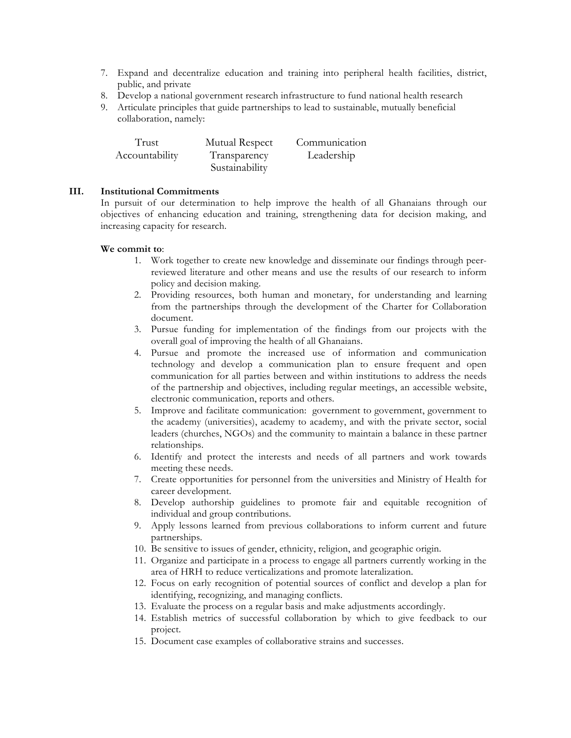7. Expand and decentralize education and training into peripheral health facilities, district, public, and private
8. Develop a national government research infrastructure to fund national health research
9. Articulate principles that guide partnerships to lead to sustainable, mutually beneficial collaboration, namely:

| | | |
|---|---|---|
| Trust | Mutual Respect | Communication |
| Accountability | Transparency | Leadership |
| | Sustainability | |

## III. Institutional Commitments

In pursuit of our determination to help improve the health of all Ghanaians through our objectives of enhancing education and training, strengthening data for decision making, and increasing capacity for research.

**We commit to**:

1. Work together to create new knowledge and disseminate our findings through peer-reviewed literature and other means and use the results of our research to inform policy and decision making.
2. Providing resources, both human and monetary, for understanding and learning from the partnerships through the development of the Charter for Collaboration document.
3. Pursue funding for implementation of the findings from our projects with the overall goal of improving the health of all Ghanaians.
4. Pursue and promote the increased use of information and communication technology and develop a communication plan to ensure frequent and open communication for all parties between and within institutions to address the needs of the partnership and objectives, including regular meetings, an accessible website, electronic communication, reports and others.
5. Improve and facilitate communication: government to government, government to the academy (universities), academy to academy, and with the private sector, social leaders (churches, NGOs) and the community to maintain a balance in these partner relationships.
6. Identify and protect the interests and needs of all partners and work towards meeting these needs.
7. Create opportunities for personnel from the universities and Ministry of Health for career development.
8. Develop authorship guidelines to promote fair and equitable recognition of individual and group contributions.
9. Apply lessons learned from previous collaborations to inform current and future partnerships.
10. Be sensitive to issues of gender, ethnicity, religion, and geographic origin.
11. Organize and participate in a process to engage all partners currently working in the area of HRH to reduce verticalizations and promote lateralization.
12. Focus on early recognition of potential sources of conflict and develop a plan for identifying, recognizing, and managing conflicts.
13. Evaluate the process on a regular basis and make adjustments accordingly.
14. Establish metrics of successful collaboration by which to give feedback to our project.
15. Document case examples of collaborative strains and successes.